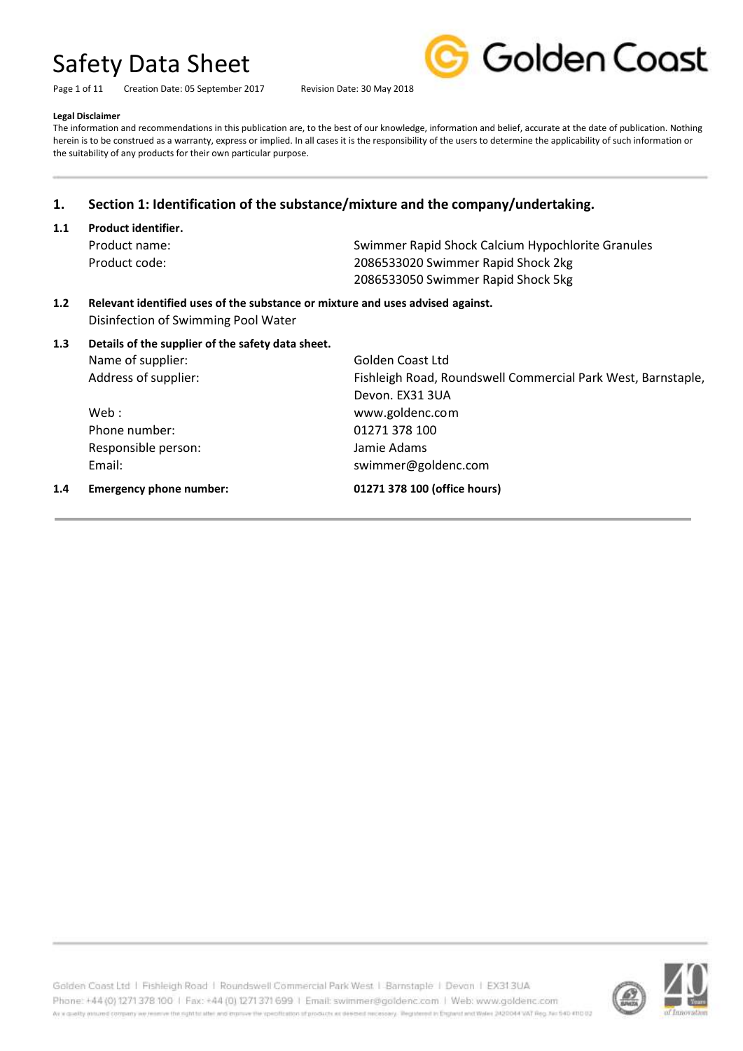# Safety Data Sheet

Creation Date: 05 September 2017 Revision Date: 30 May 2018

**Legal Disclaimer**

The information and recommendations in this publication are, to the best of our knowledge, information and belief, accurate at the date of publication. Nothing herein is to be construed as a warranty, express or implied. In all cases it is the responsibility of the users to determine the applicability of such information or the suitability of any products for their own particular purpose.

## 1. Section 1: Identification of the substance/mixture and the company/undertaking.

### 1.1 Product identifier.

Product name: Swimmer Rapid Shock Calcium Hypochlorite Granules

Product code: 2086533020 Swimmer Rapid Shock 2kg
2086533050 Swimmer Rapid Shock 5kg

### 1.2 Relevant identified uses of the substance or mixture and uses advised against.

Disinfection of Swimming Pool Water

### 1.3 Details of the supplier of the safety data sheet.

Name of supplier: Golden Coast Ltd

Address of supplier: Fishleigh Road, Roundswell Commercial Park West, Barnstaple, Devon. EX31 3UA

Web : www.goldenc.com

Phone number: 01271 378 100

Responsible person: Jamie Adams

Email: swimmer@goldenc.com

### 1.4 Emergency phone number: **01271 378 100 (office hours)**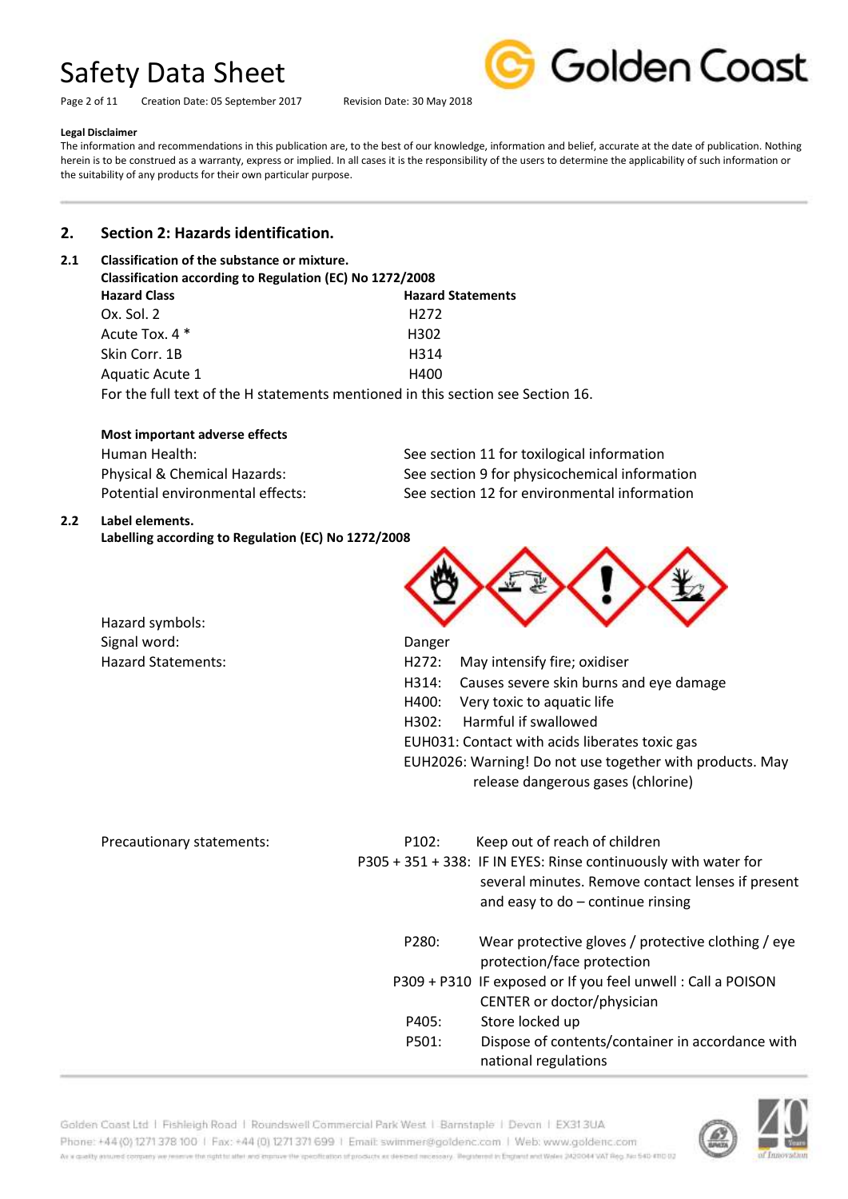**Legal Disclaimer**

The information and recommendations in this publication are, to the best of our knowledge, information and belief, accurate at the date of publication. Nothing herein is to be construed as a warranty, express or implied. In all cases it is the responsibility of the users to determine the applicability of such information or the suitability of any products for their own particular purpose.

## 2. Section 2: Hazards identification.

### 2.1 Classification of the substance or mixture.

**Classification according to Regulation (EC) No 1272/2008**

| Hazard Class | Hazard Statements |
|---|---|
| Ox. Sol. 2 | H272 |
| Acute Tox. 4 * | H302 |
| Skin Corr. 1B | H314 |
| Aquatic Acute 1 | H400 |

For the full text of the H statements mentioned in this section see Section 16.

**Most important adverse effects**

| | |
|---|---|
| Human Health: | See section 11 for toxilogical information |
| Physical & Chemical Hazards: | See section 9 for physicochemical information |
| Potential environmental effects: | See section 12 for environmental information |

### 2.2 Label elements.

**Labelling according to Regulation (EC) No 1272/2008**

Hazard symbols:

Signal word: Danger

Hazard Statements:

- H272: May intensify fire; oxidiser
- H314: Causes severe skin burns and eye damage
- H400: Very toxic to aquatic life
- H302: Harmful if swallowed
- EUH031: Contact with acids liberates toxic gas
- EUH2026: Warning! Do not use together with products. May release dangerous gases (chlorine)

Precautionary statements:

- P102: Keep out of reach of children
- P305 + 351 + 338: IF IN EYES: Rinse continuously with water for several minutes. Remove contact lenses if present and easy to do – continue rinsing
- P280: Wear protective gloves / protective clothing / eye protection/face protection
- P309 + P310 IF exposed or If you feel unwell : Call a POISON CENTER or doctor/physician
- P405: Store locked up
- P501: Dispose of contents/container in accordance with national regulations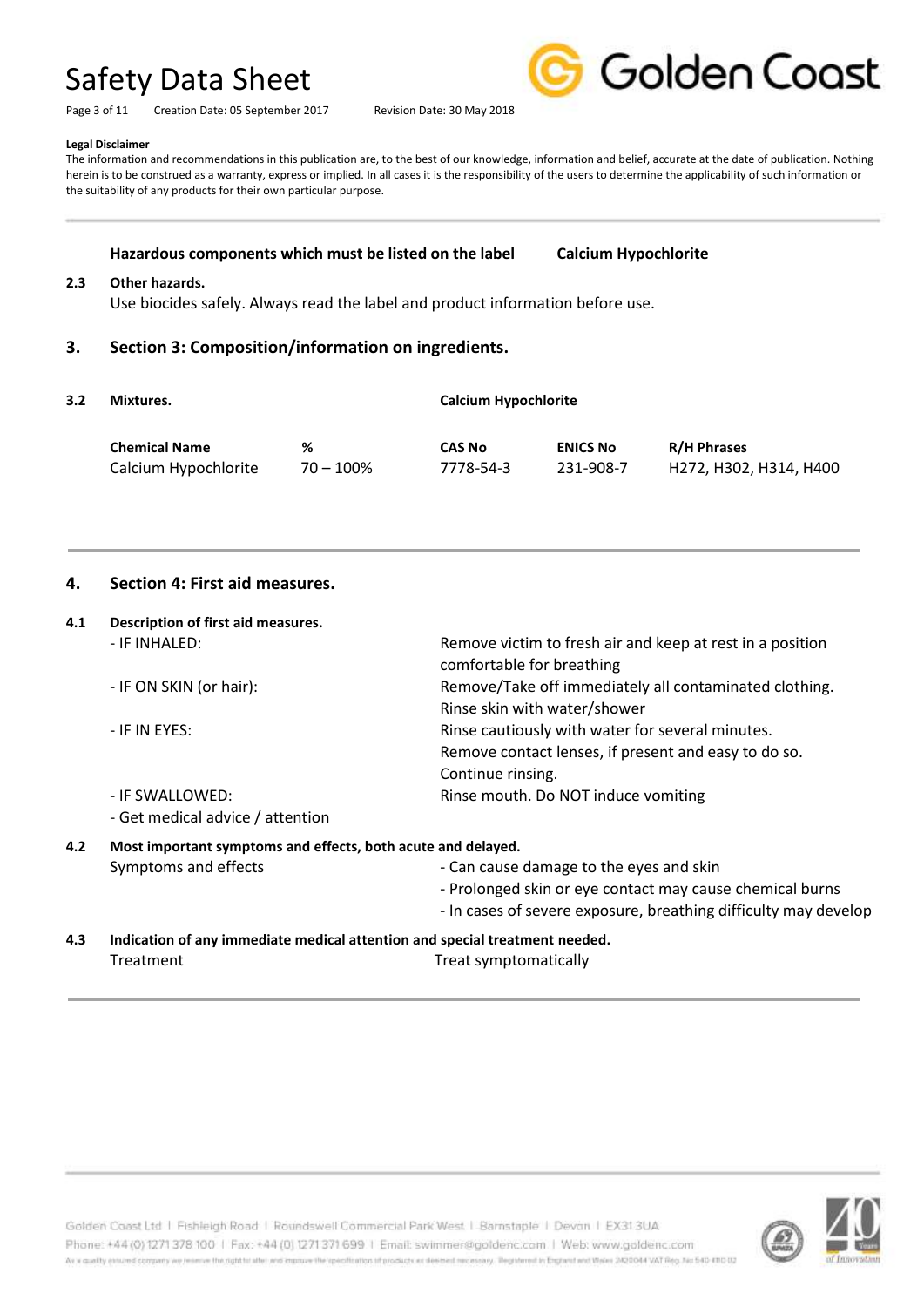**Legal Disclaimer**

The information and recommendations in this publication are, to the best of our knowledge, information and belief, accurate at the date of publication. Nothing herein is to be construed as a warranty, express or implied. In all cases it is the responsibility of the users to determine the applicability of such information or the suitability of any products for their own particular purpose.

**Hazardous components which must be listed on the label** **Calcium Hypochlorite**

**2.3 Other hazards.**

Use biocides safely. Always read the label and product information before use.

## 3. Section 3: Composition/information on ingredients.

**3.2 Mixtures.** **Calcium Hypochlorite**

| Chemical Name | % | CAS No | ENICS No | R/H Phrases |
|---|---|---|---|---|
| Calcium Hypochlorite | 70 – 100% | 7778-54-3 | 231-908-7 | H272, H302, H314, H400 |

## 4. Section 4: First aid measures.

**4.1 Description of first aid measures.**

| | |
|---|---|
| - IF INHALED: | Remove victim to fresh air and keep at rest in a position comfortable for breathing |
| - IF ON SKIN (or hair): | Remove/Take off immediately all contaminated clothing. Rinse skin with water/shower |
| - IF IN EYES: | Rinse cautiously with water for several minutes. Remove contact lenses, if present and easy to do so. Continue rinsing. |
| - IF SWALLOWED: | Rinse mouth. Do NOT induce vomiting |
| - Get medical advice / attention | |

**4.2 Most important symptoms and effects, both acute and delayed.**

Symptoms and effects

- Can cause damage to the eyes and skin
- Prolonged skin or eye contact may cause chemical burns
- In cases of severe exposure, breathing difficulty may develop

**4.3 Indication of any immediate medical attention and special treatment needed.**

Treatment: Treat symptomatically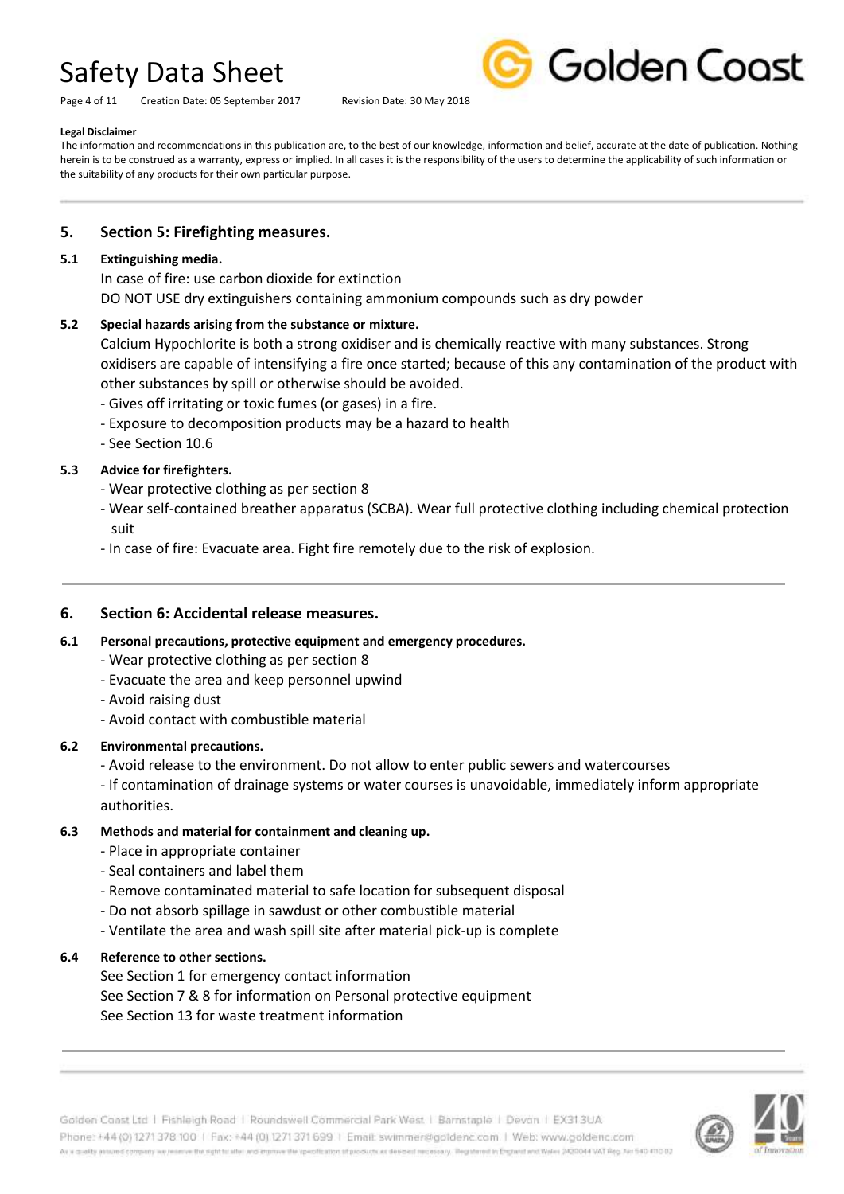**Legal Disclaimer**

The information and recommendations in this publication are, to the best of our knowledge, information and belief, accurate at the date of publication. Nothing herein is to be construed as a warranty, express or implied. In all cases it is the responsibility of the users to determine the applicability of such information or the suitability of any products for their own particular purpose.

## 5. Section 5: Firefighting measures.

### 5.1 Extinguishing media.

In case of fire: use carbon dioxide for extinction

DO NOT USE dry extinguishers containing ammonium compounds such as dry powder

### 5.2 Special hazards arising from the substance or mixture.

Calcium Hypochlorite is both a strong oxidiser and is chemically reactive with many substances. Strong oxidisers are capable of intensifying a fire once started; because of this any contamination of the product with other substances by spill or otherwise should be avoided.

- Gives off irritating or toxic fumes (or gases) in a fire.
- Exposure to decomposition products may be a hazard to health
- See Section 10.6

### 5.3 Advice for firefighters.

- Wear protective clothing as per section 8
- Wear self-contained breather apparatus (SCBA). Wear full protective clothing including chemical protection suit
- In case of fire: Evacuate area. Fight fire remotely due to the risk of explosion.

## 6. Section 6: Accidental release measures.

### 6.1 Personal precautions, protective equipment and emergency procedures.

- Wear protective clothing as per section 8
- Evacuate the area and keep personnel upwind
- Avoid raising dust
- Avoid contact with combustible material

### 6.2 Environmental precautions.

- Avoid release to the environment. Do not allow to enter public sewers and watercourses
- If contamination of drainage systems or water courses is unavoidable, immediately inform appropriate authorities.

### 6.3 Methods and material for containment and cleaning up.

- Place in appropriate container
- Seal containers and label them
- Remove contaminated material to safe location for subsequent disposal
- Do not absorb spillage in sawdust or other combustible material
- Ventilate the area and wash spill site after material pick-up is complete

### 6.4 Reference to other sections.

See Section 1 for emergency contact information

See Section 7 & 8 for information on Personal protective equipment

See Section 13 for waste treatment information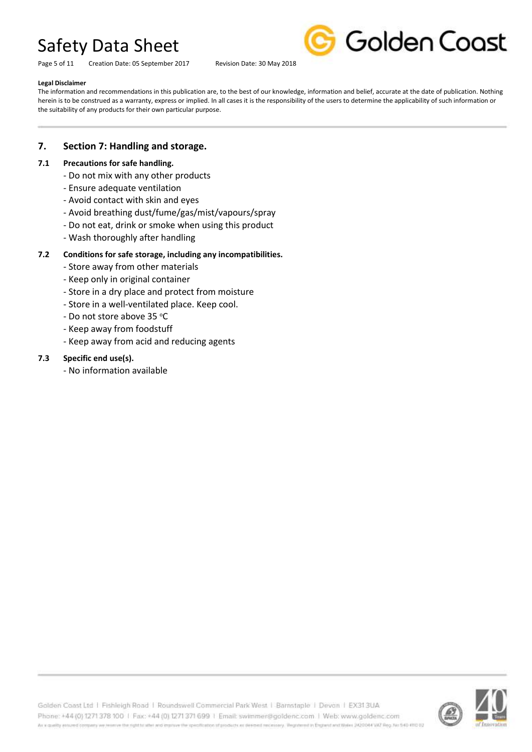**Legal Disclaimer**

The information and recommendations in this publication are, to the best of our knowledge, information and belief, accurate at the date of publication. Nothing herein is to be construed as a warranty, express or implied. In all cases it is the responsibility of the users to determine the applicability of such information or the suitability of any products for their own particular purpose.

## 7. Section 7: Handling and storage.

### 7.1 Precautions for safe handling.

- Do not mix with any other products
- Ensure adequate ventilation
- Avoid contact with skin and eyes
- Avoid breathing dust/fume/gas/mist/vapours/spray
- Do not eat, drink or smoke when using this product
- Wash thoroughly after handling

### 7.2 Conditions for safe storage, including any incompatibilities.

- Store away from other materials
- Keep only in original container
- Store in a dry place and protect from moisture
- Store in a well-ventilated place. Keep cool.
- Do not store above 35 °C
- Keep away from foodstuff
- Keep away from acid and reducing agents

### 7.3 Specific end use(s).

- No information available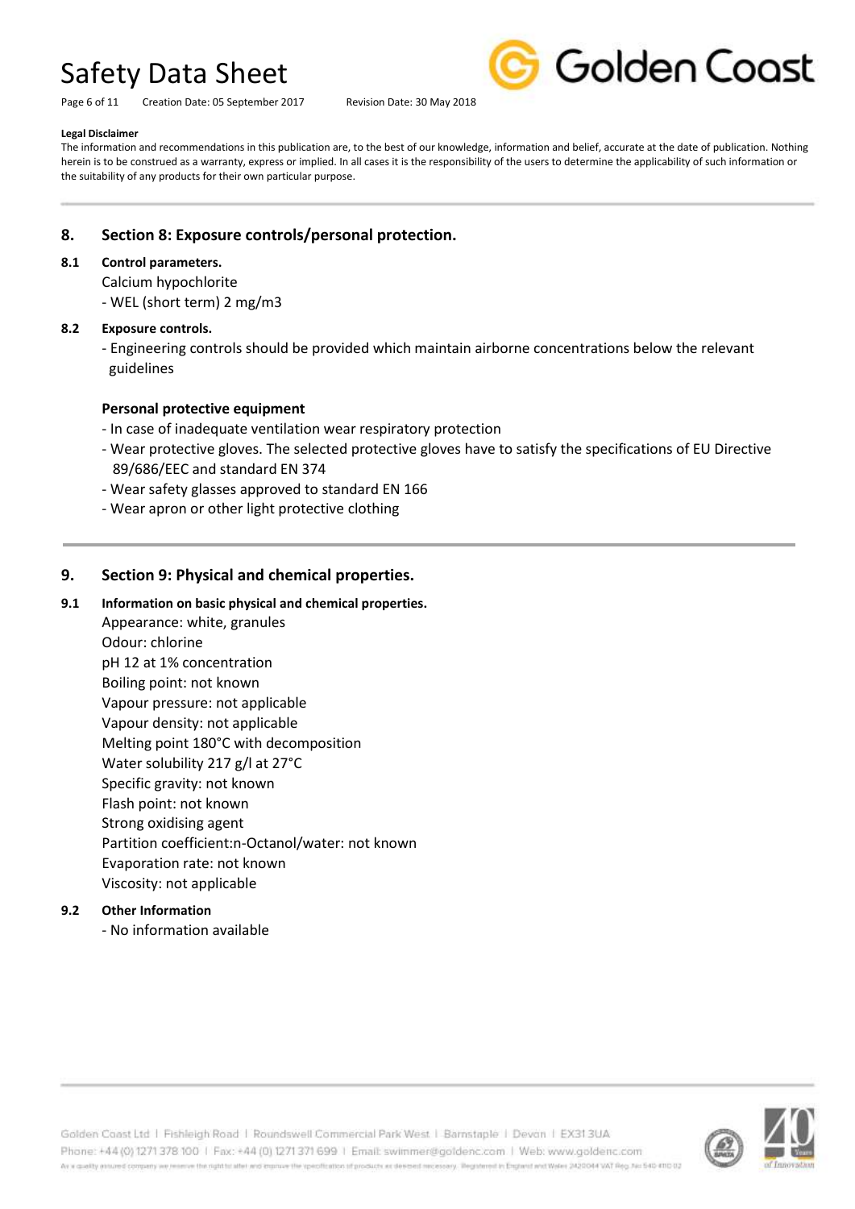**Legal Disclaimer**

The information and recommendations in this publication are, to the best of our knowledge, information and belief, accurate at the date of publication. Nothing herein is to be construed as a warranty, express or implied. In all cases it is the responsibility of the users to determine the applicability of such information or the suitability of any products for their own particular purpose.

## 8. Section 8: Exposure controls/personal protection.

### 8.1 Control parameters.

Calcium hypochlorite

- WEL (short term) 2 mg/m3

### 8.2 Exposure controls.

- Engineering controls should be provided which maintain airborne concentrations below the relevant guidelines

**Personal protective equipment**

- In case of inadequate ventilation wear respiratory protection
- Wear protective gloves. The selected protective gloves have to satisfy the specifications of EU Directive 89/686/EEC and standard EN 374
- Wear safety glasses approved to standard EN 166
- Wear apron or other light protective clothing

## 9. Section 9: Physical and chemical properties.

### 9.1 Information on basic physical and chemical properties.

Appearance: white, granules
Odour: chlorine
pH 12 at 1% concentration
Boiling point: not known
Vapour pressure: not applicable
Vapour density: not applicable
Melting point 180°C with decomposition
Water solubility 217 g/l at 27°C
Specific gravity: not known
Flash point: not known
Strong oxidising agent
Partition coefficient:n-Octanol/water: not known
Evaporation rate: not known
Viscosity: not applicable

### 9.2 Other Information

- No information available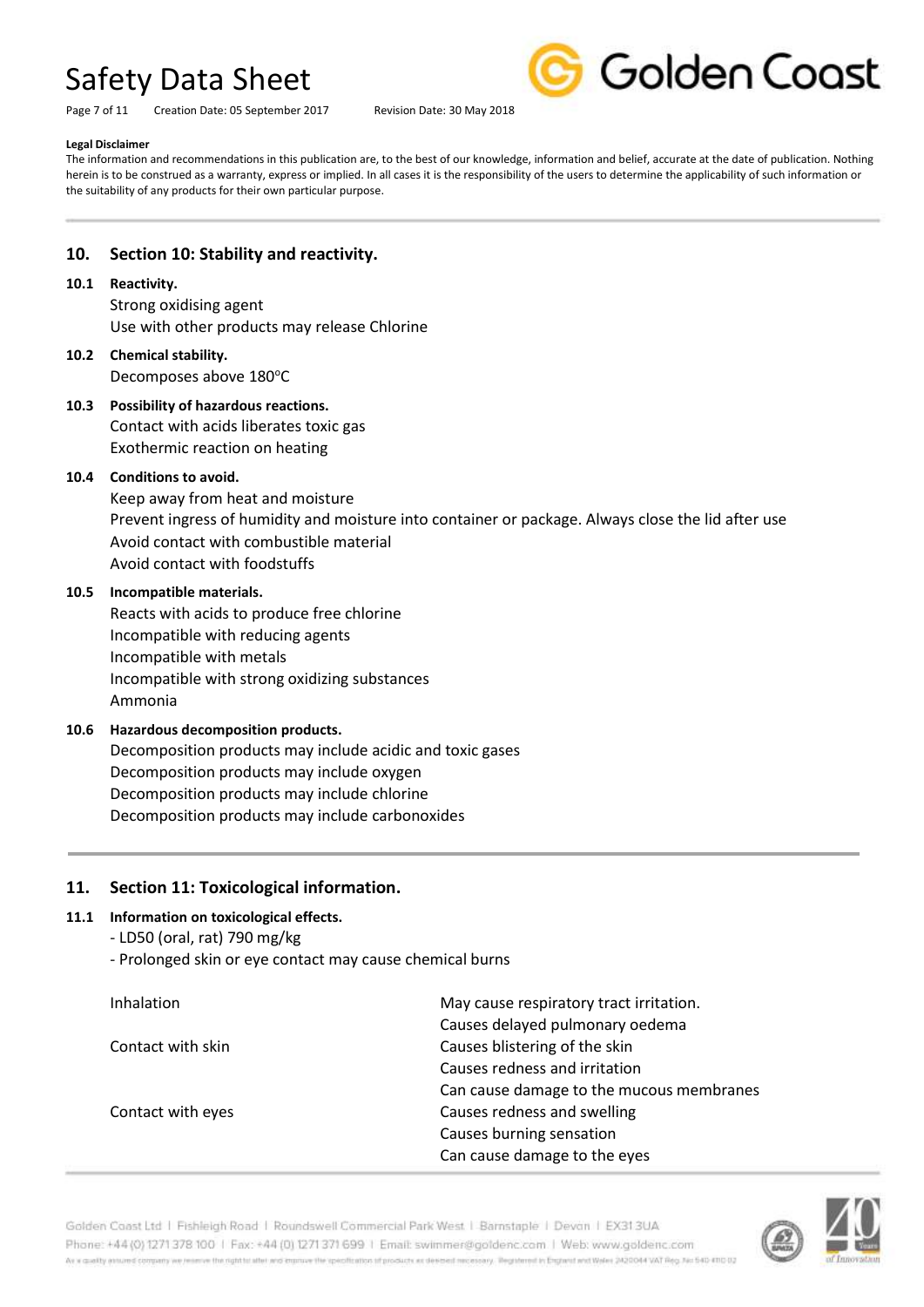**Legal Disclaimer**

The information and recommendations in this publication are, to the best of our knowledge, information and belief, accurate at the date of publication. Nothing herein is to be construed as a warranty, express or implied. In all cases it is the responsibility of the users to determine the applicability of such information or the suitability of any products for their own particular purpose.

## 10. Section 10: Stability and reactivity.

### 10.1 Reactivity.

Strong oxidising agent
Use with other products may release Chlorine

### 10.2 Chemical stability.

Decomposes above 180°C

### 10.3 Possibility of hazardous reactions.

Contact with acids liberates toxic gas
Exothermic reaction on heating

### 10.4 Conditions to avoid.

Keep away from heat and moisture
Prevent ingress of humidity and moisture into container or package. Always close the lid after use
Avoid contact with combustible material
Avoid contact with foodstuffs

### 10.5 Incompatible materials.

Reacts with acids to produce free chlorine
Incompatible with reducing agents
Incompatible with metals
Incompatible with strong oxidizing substances
Ammonia

### 10.6 Hazardous decomposition products.

Decomposition products may include acidic and toxic gases
Decomposition products may include oxygen
Decomposition products may include chlorine
Decomposition products may include carbonoxides

## 11. Section 11: Toxicological information.

### 11.1 Information on toxicological effects.

- LD50 (oral, rat) 790 mg/kg
- Prolonged skin or eye contact may cause chemical burns

| | |
|---|---|
| Inhalation | May cause respiratory tract irritation.<br>Causes delayed pulmonary oedema |
| Contact with skin | Causes blistering of the skin<br>Causes redness and irritation<br>Can cause damage to the mucous membranes |
| Contact with eyes | Causes redness and swelling<br>Causes burning sensation<br>Can cause damage to the eyes |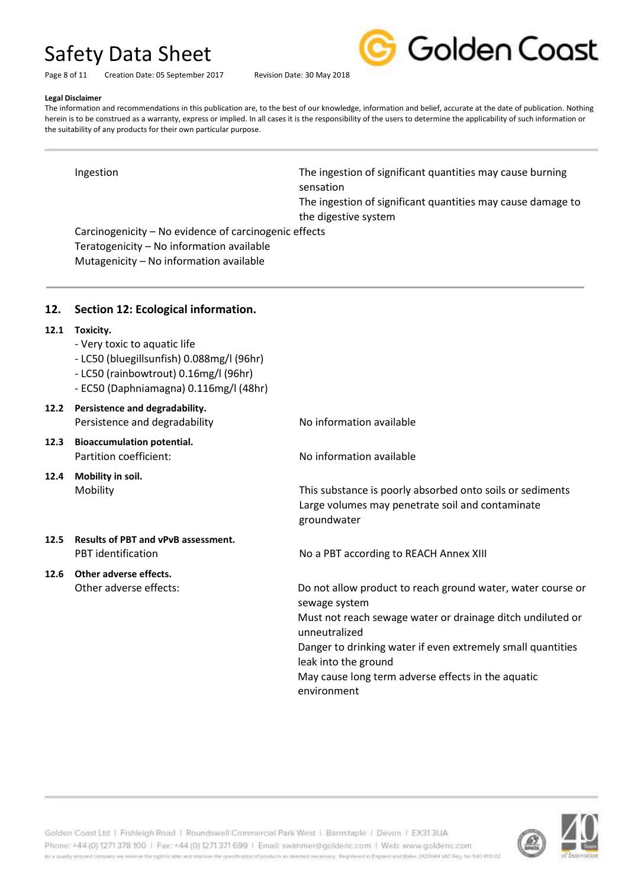**Legal Disclaimer**

The information and recommendations in this publication are, to the best of our knowledge, information and belief, accurate at the date of publication. Nothing herein is to be construed as a warranty, express or implied. In all cases it is the responsibility of the users to determine the applicability of such information or the suitability of any products for their own particular purpose.

| | |
|---|---|
| Ingestion | The ingestion of significant quantities may cause burning sensation<br>The ingestion of significant quantities may cause damage to the digestive system |

Carcinogenicity – No evidence of carcinogenic effects
Teratogenicity – No information available
Mutagenicity – No information available

## 12. Section 12: Ecological information.

### 12.1 Toxicity.

- Very toxic to aquatic life
- LC50 (bluegillsunfish) 0.088mg/l (96hr)
- LC50 (rainbowtrout) 0.16mg/l (96hr)
- EC50 (Daphniamagna) 0.116mg/l (48hr)

### 12.2 Persistence and degradability.

| | |
|---|---|
| Persistence and degradability | No information available |

### 12.3 Bioaccumulation potential.

| | |
|---|---|
| Partition coefficient: | No information available |

### 12.4 Mobility in soil.

| | |
|---|---|
| Mobility | This substance is poorly absorbed onto soils or sediments<br>Large volumes may penetrate soil and contaminate groundwater |

### 12.5 Results of PBT and vPvB assessment.

| | |
|---|---|
| PBT identification | No a PBT according to REACH Annex XIII |

### 12.6 Other adverse effects.

| | |
|---|---|
| Other adverse effects: | Do not allow product to reach ground water, water course or sewage system<br>Must not reach sewage water or drainage ditch undiluted or unneutralized<br>Danger to drinking water if even extremely small quantities leak into the ground<br>May cause long term adverse effects in the aquatic environment |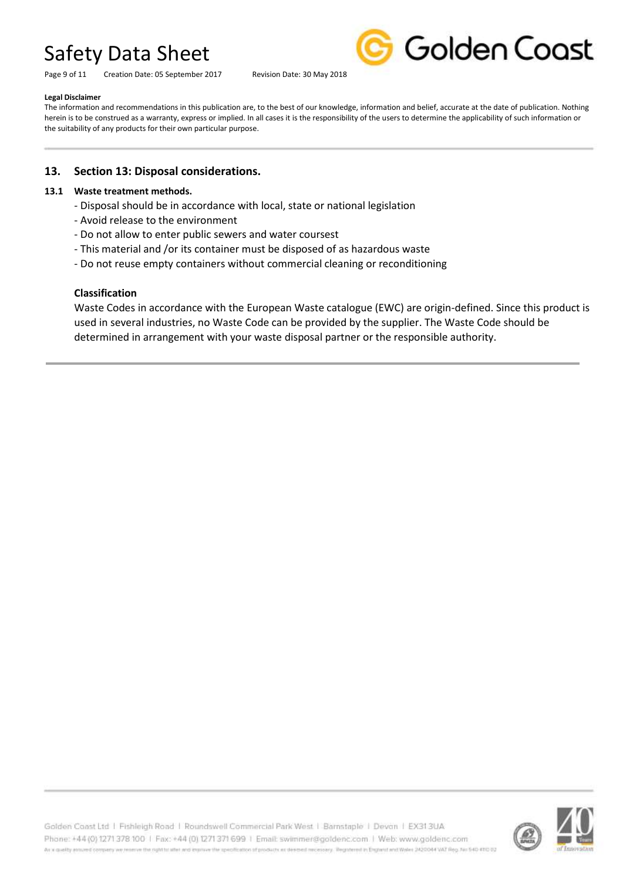**Legal Disclaimer**

The information and recommendations in this publication are, to the best of our knowledge, information and belief, accurate at the date of publication. Nothing herein is to be construed as a warranty, express or implied. In all cases it is the responsibility of the users to determine the applicability of such information or the suitability of any products for their own particular purpose.

## 13. Section 13: Disposal considerations.

### 13.1 Waste treatment methods.

- Disposal should be in accordance with local, state or national legislation
- Avoid release to the environment
- Do not allow to enter public sewers and water coursest
- This material and /or its container must be disposed of as hazardous waste
- Do not reuse empty containers without commercial cleaning or reconditioning

**Classification**

Waste Codes in accordance with the European Waste catalogue (EWC) are origin-defined. Since this product is used in several industries, no Waste Code can be provided by the supplier. The Waste Code should be determined in arrangement with your waste disposal partner or the responsible authority.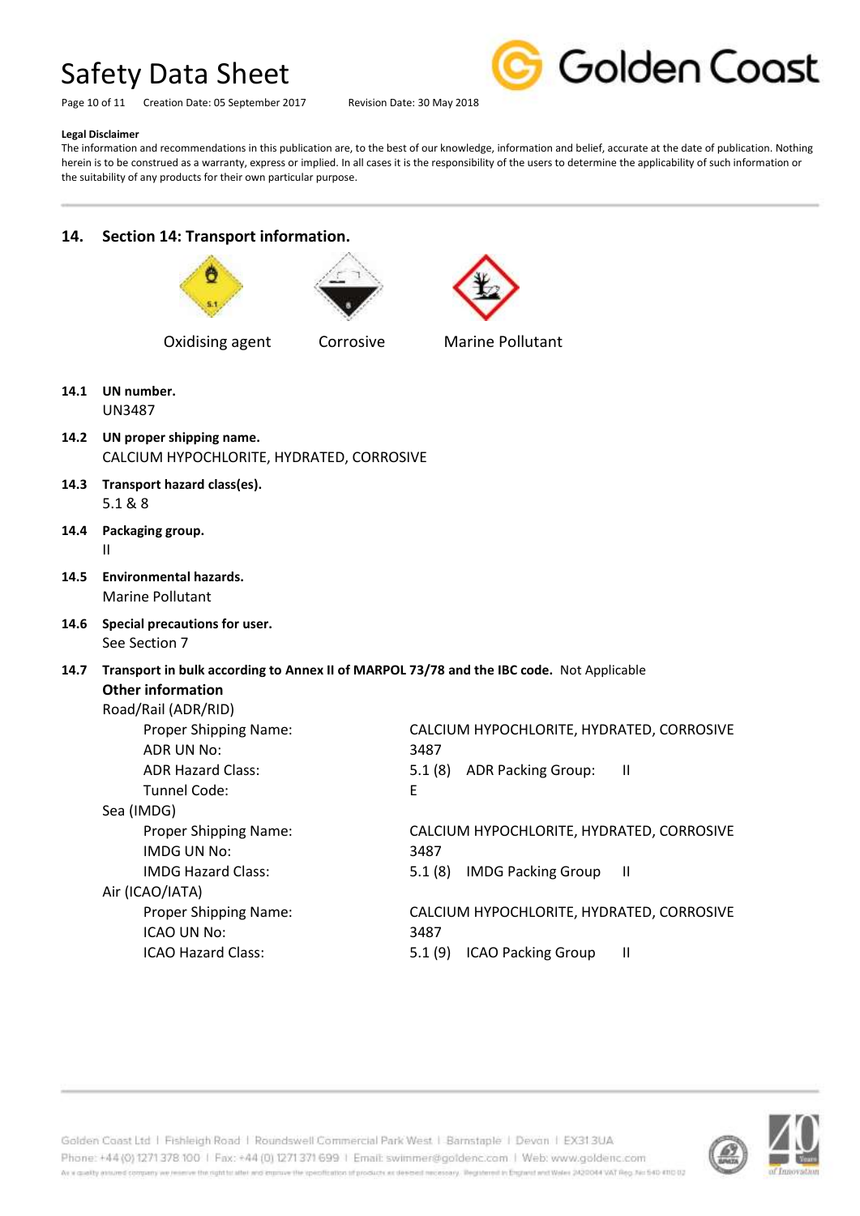**Legal Disclaimer**

The information and recommendations in this publication are, to the best of our knowledge, information and belief, accurate at the date of publication. Nothing herein is to be construed as a warranty, express or implied. In all cases it is the responsibility of the users to determine the applicability of such information or the suitability of any products for their own particular purpose.

## 14. Section 14: Transport information.

Oxidising agent | Corrosive | Marine Pollutant

**14.1 UN number.**
UN3487

**14.2 UN proper shipping name.**
CALCIUM HYPOCHLORITE, HYDRATED, CORROSIVE

**14.3 Transport hazard class(es).**
5.1 & 8

**14.4 Packaging group.**
II

**14.5 Environmental hazards.**
Marine Pollutant

**14.6 Special precautions for user.**
See Section 7

**14.7 Transport in bulk according to Annex II of MARPOL 73/78 and the IBC code.** Not Applicable

**Other information**

Road/Rail (ADR/RID)

| | |
|---|---|
| Proper Shipping Name: | CALCIUM HYPOCHLORITE, HYDRATED, CORROSIVE |
| ADR UN No: | 3487 |
| ADR Hazard Class: | 5.1 (8) ADR Packing Group: II |
| Tunnel Code: | E |

Sea (IMDG)

| | |
|---|---|
| Proper Shipping Name: | CALCIUM HYPOCHLORITE, HYDRATED, CORROSIVE |
| IMDG UN No: | 3487 |
| IMDG Hazard Class: | 5.1 (8) IMDG Packing Group II |

Air (ICAO/IATA)

| | |
|---|---|
| Proper Shipping Name: | CALCIUM HYPOCHLORITE, HYDRATED, CORROSIVE |
| ICAO UN No: | 3487 |
| ICAO Hazard Class: | 5.1 (9) ICAO Packing Group II |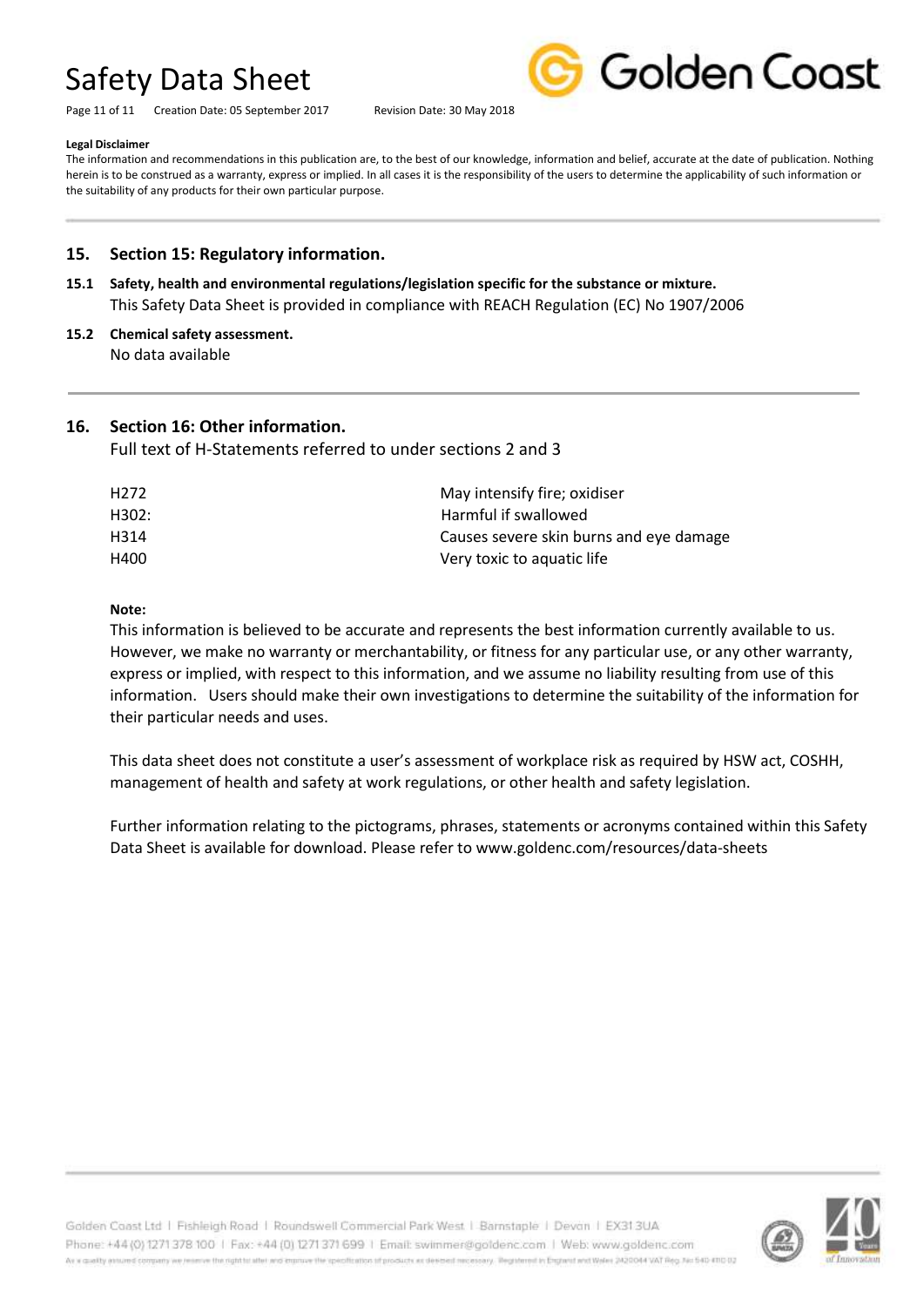**Legal Disclaimer**

The information and recommendations in this publication are, to the best of our knowledge, information and belief, accurate at the date of publication. Nothing herein is to be construed as a warranty, express or implied. In all cases it is the responsibility of the users to determine the applicability of such information or the suitability of any products for their own particular purpose.

## 15. Section 15: Regulatory information.

**15.1 Safety, health and environmental regulations/legislation specific for the substance or mixture.**

This Safety Data Sheet is provided in compliance with REACH Regulation (EC) No 1907/2006

**15.2 Chemical safety assessment.**

No data available

## 16. Section 16: Other information.

Full text of H-Statements referred to under sections 2 and 3

| | |
|---|---|
| H272 | May intensify fire; oxidiser |
| H302: | Harmful if swallowed |
| H314 | Causes severe skin burns and eye damage |
| H400 | Very toxic to aquatic life |

**Note:**

This information is believed to be accurate and represents the best information currently available to us. However, we make no warranty or merchantability, or fitness for any particular use, or any other warranty, express or implied, with respect to this information, and we assume no liability resulting from use of this information. Users should make their own investigations to determine the suitability of the information for their particular needs and uses.

This data sheet does not constitute a user's assessment of workplace risk as required by HSW act, COSHH, management of health and safety at work regulations, or other health and safety legislation.

Further information relating to the pictograms, phrases, statements or acronyms contained within this Safety Data Sheet is available for download. Please refer to www.goldenc.com/resources/data-sheets